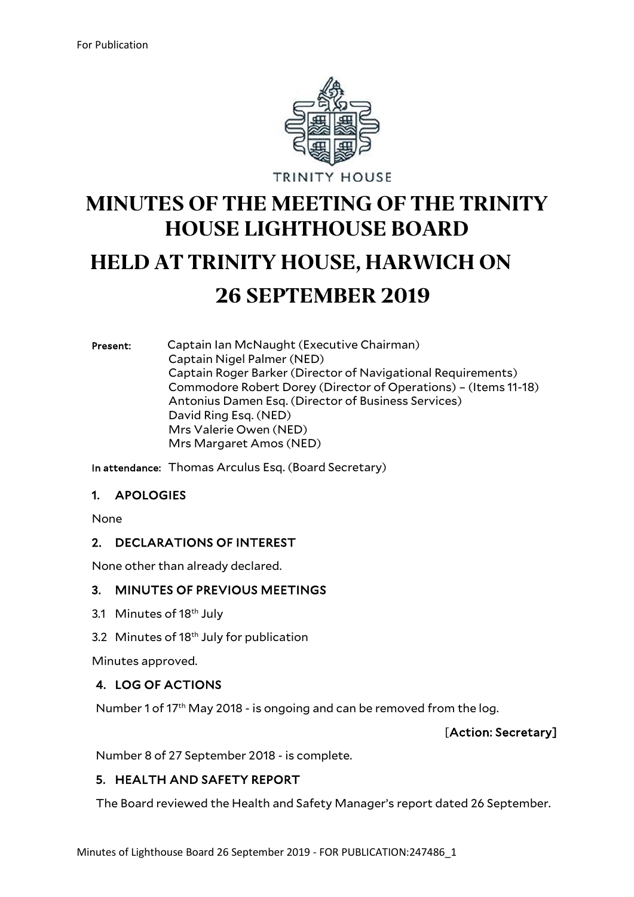For Publication

TRINITY HOUSE

# MINUTES OF THE MEETING OF THE TRINITY HOUSE LIGHTHOUSE BOARD

# HELD AT TRINITY HOUSE, HARWICH ON 26 SEPTEMBER 2019

**Present:** Captain Ian McNaught (Executive Chairman)
Captain Nigel Palmer (NED)
Captain Roger Barker (Director of Navigational Requirements)
Commodore Robert Dorey (Director of Operations) – (Items 11-18)
Antonius Damen Esq. (Director of Business Services)
David Ring Esq. (NED)
Mrs Valerie Owen (NED)
Mrs Margaret Amos (NED)

**In attendance:** Thomas Arculus Esq. (Board Secretary)

### 1. APOLOGIES

None

### 2. DECLARATIONS OF INTEREST

None other than already declared.

### 3. MINUTES OF PREVIOUS MEETINGS

3.1 Minutes of 18th July

3.2 Minutes of 18th July for publication

Minutes approved.

### 4. LOG OF ACTIONS

Number 1 of 17th May 2018 - is ongoing and can be removed from the log.

[**Action: Secretary**]

Number 8 of 27 September 2018 - is complete.

### 5. HEALTH AND SAFETY REPORT

The Board reviewed the Health and Safety Manager's report dated 26 September.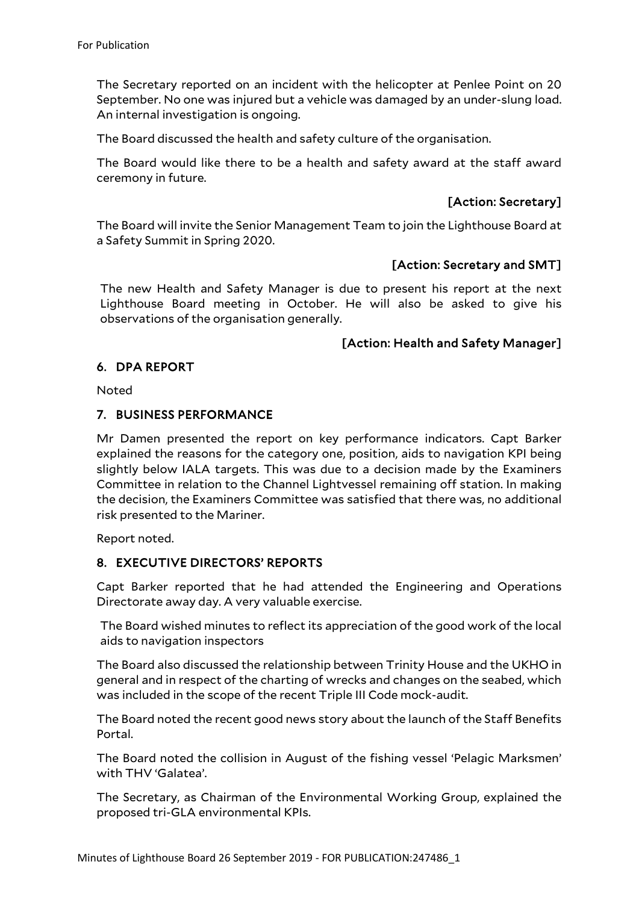For Publication

The Secretary reported on an incident with the helicopter at Penlee Point on 20 September. No one was injured but a vehicle was damaged by an under-slung load. An internal investigation is ongoing.

The Board discussed the health and safety culture of the organisation.

The Board would like there to be a health and safety award at the staff award ceremony in future.

**[Action: Secretary]**

The Board will invite the Senior Management Team to join the Lighthouse Board at a Safety Summit in Spring 2020.

**[Action: Secretary and SMT]**

The new Health and Safety Manager is due to present his report at the next Lighthouse Board meeting in October. He will also be asked to give his observations of the organisation generally.

**[Action: Health and Safety Manager]**

## 6. DPA REPORT

Noted

## 7. BUSINESS PERFORMANCE

Mr Damen presented the report on key performance indicators. Capt Barker explained the reasons for the category one, position, aids to navigation KPI being slightly below IALA targets. This was due to a decision made by the Examiners Committee in relation to the Channel Lightvessel remaining off station. In making the decision, the Examiners Committee was satisfied that there was, no additional risk presented to the Mariner.

Report noted.

## 8. EXECUTIVE DIRECTORS' REPORTS

Capt Barker reported that he had attended the Engineering and Operations Directorate away day. A very valuable exercise.

The Board wished minutes to reflect its appreciation of the good work of the local aids to navigation inspectors

The Board also discussed the relationship between Trinity House and the UKHO in general and in respect of the charting of wrecks and changes on the seabed, which was included in the scope of the recent Triple III Code mock-audit.

The Board noted the recent good news story about the launch of the Staff Benefits Portal.

The Board noted the collision in August of the fishing vessel 'Pelagic Marksmen' with THV 'Galatea'.

The Secretary, as Chairman of the Environmental Working Group, explained the proposed tri-GLA environmental KPIs.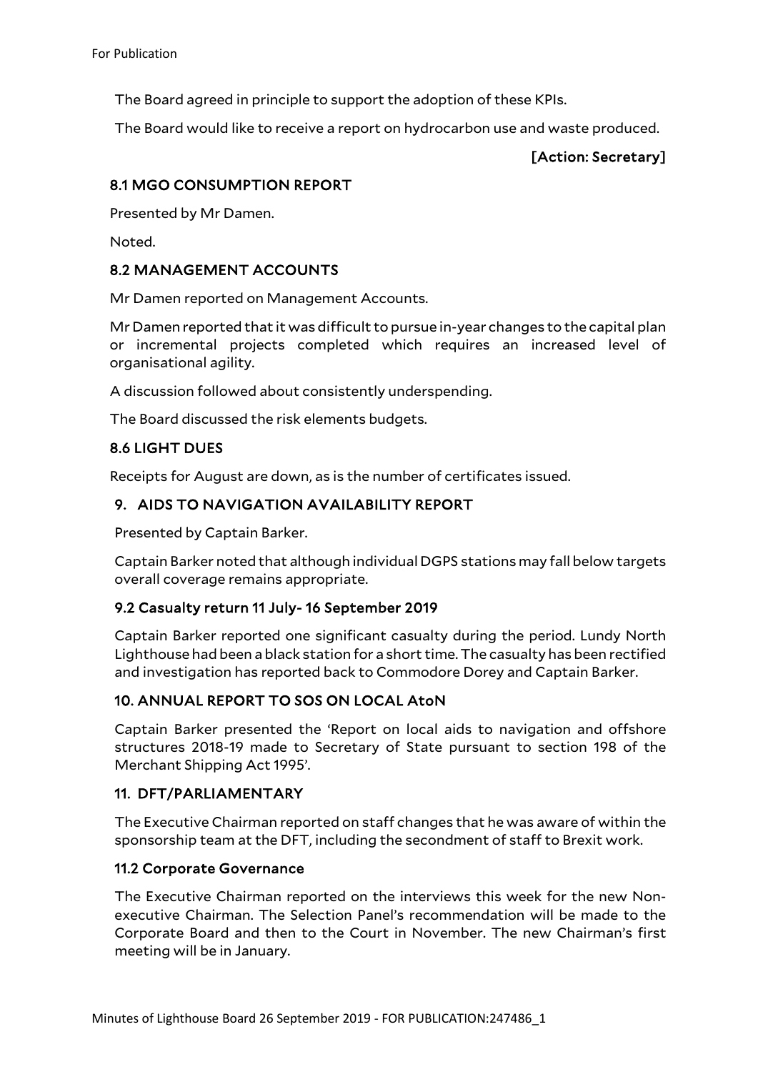The Board agreed in principle to support the adoption of these KPIs.

The Board would like to receive a report on hydrocarbon use and waste produced.

**[Action: Secretary]**

### 8.1 MGO CONSUMPTION REPORT

Presented by Mr Damen.

Noted.

### 8.2 MANAGEMENT ACCOUNTS

Mr Damen reported on Management Accounts.

Mr Damen reported that it was difficult to pursue in-year changes to the capital plan or incremental projects completed which requires an increased level of organisational agility.

A discussion followed about consistently underspending.

The Board discussed the risk elements budgets.

### 8.6 LIGHT DUES

Receipts for August are down, as is the number of certificates issued.

### 9. AIDS TO NAVIGATION AVAILABILITY REPORT

Presented by Captain Barker.

Captain Barker noted that although individual DGPS stations may fall below targets overall coverage remains appropriate.

### 9.2 Casualty return 11 July- 16 September 2019

Captain Barker reported one significant casualty during the period. Lundy North Lighthouse had been a black station for a short time. The casualty has been rectified and investigation has reported back to Commodore Dorey and Captain Barker.

### 10. ANNUAL REPORT TO SOS ON LOCAL AtoN

Captain Barker presented the 'Report on local aids to navigation and offshore structures 2018-19 made to Secretary of State pursuant to section 198 of the Merchant Shipping Act 1995'.

### 11. DFT/PARLIAMENTARY

The Executive Chairman reported on staff changes that he was aware of within the sponsorship team at the DFT, including the secondment of staff to Brexit work.

### 11.2 Corporate Governance

The Executive Chairman reported on the interviews this week for the new Non-executive Chairman. The Selection Panel's recommendation will be made to the Corporate Board and then to the Court in November. The new Chairman's first meeting will be in January.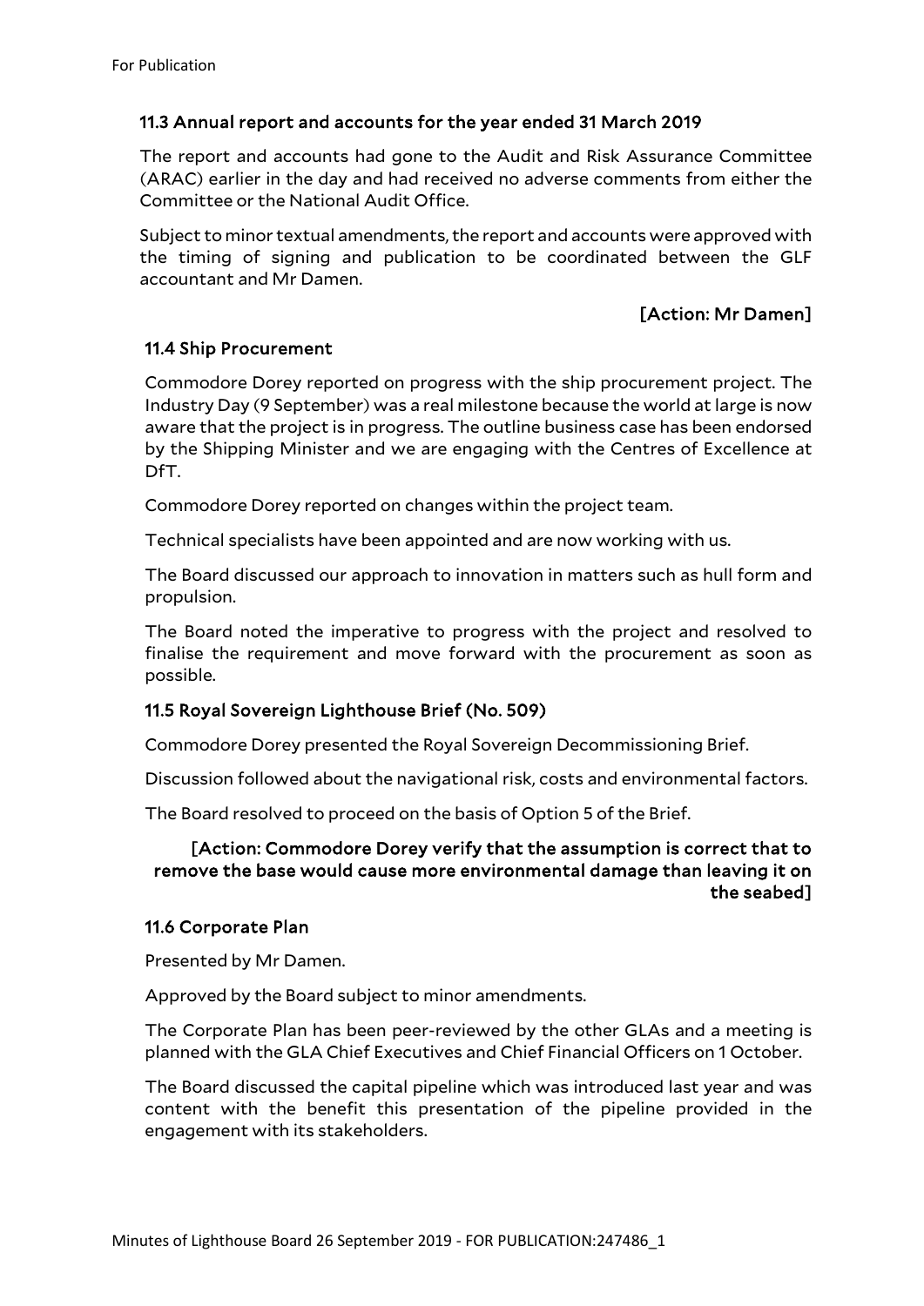### 11.3 Annual report and accounts for the year ended 31 March 2019

The report and accounts had gone to the Audit and Risk Assurance Committee (ARAC) earlier in the day and had received no adverse comments from either the Committee or the National Audit Office.

Subject to minor textual amendments, the report and accounts were approved with the timing of signing and publication to be coordinated between the GLF accountant and Mr Damen.

**[Action: Mr Damen]**

### 11.4 Ship Procurement

Commodore Dorey reported on progress with the ship procurement project. The Industry Day (9 September) was a real milestone because the world at large is now aware that the project is in progress. The outline business case has been endorsed by the Shipping Minister and we are engaging with the Centres of Excellence at DfT.

Commodore Dorey reported on changes within the project team.

Technical specialists have been appointed and are now working with us.

The Board discussed our approach to innovation in matters such as hull form and propulsion.

The Board noted the imperative to progress with the project and resolved to finalise the requirement and move forward with the procurement as soon as possible.

### 11.5 Royal Sovereign Lighthouse Brief (No. 509)

Commodore Dorey presented the Royal Sovereign Decommissioning Brief.

Discussion followed about the navigational risk, costs and environmental factors.

The Board resolved to proceed on the basis of Option 5 of the Brief.

**[Action: Commodore Dorey verify that the assumption is correct that to remove the base would cause more environmental damage than leaving it on the seabed]**

### 11.6 Corporate Plan

Presented by Mr Damen.

Approved by the Board subject to minor amendments.

The Corporate Plan has been peer-reviewed by the other GLAs and a meeting is planned with the GLA Chief Executives and Chief Financial Officers on 1 October.

The Board discussed the capital pipeline which was introduced last year and was content with the benefit this presentation of the pipeline provided in the engagement with its stakeholders.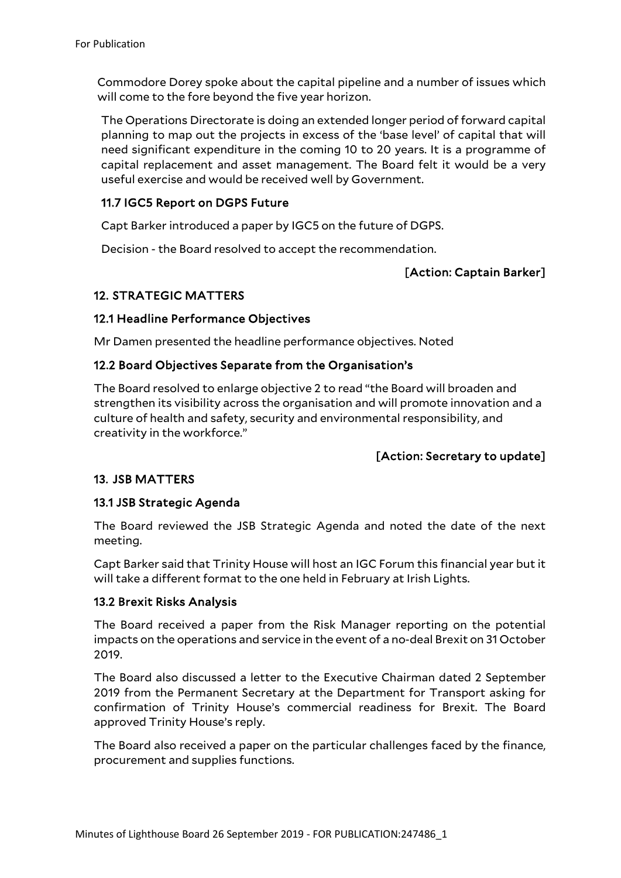Commodore Dorey spoke about the capital pipeline and a number of issues which will come to the fore beyond the five year horizon.

The Operations Directorate is doing an extended longer period of forward capital planning to map out the projects in excess of the 'base level' of capital that will need significant expenditure in the coming 10 to 20 years. It is a programme of capital replacement and asset management. The Board felt it would be a very useful exercise and would be received well by Government.

### 11.7 IGC5 Report on DGPS Future

Capt Barker introduced a paper by IGC5 on the future of DGPS.

Decision - the Board resolved to accept the recommendation.

**[Action: Captain Barker]**

## 12. STRATEGIC MATTERS

### 12.1 Headline Performance Objectives

Mr Damen presented the headline performance objectives. Noted

### 12.2 Board Objectives Separate from the Organisation's

The Board resolved to enlarge objective 2 to read "the Board will broaden and strengthen its visibility across the organisation and will promote innovation and a culture of health and safety, security and environmental responsibility, and creativity in the workforce."

**[Action: Secretary to update]**

## 13. JSB MATTERS

### 13.1 JSB Strategic Agenda

The Board reviewed the JSB Strategic Agenda and noted the date of the next meeting.

Capt Barker said that Trinity House will host an IGC Forum this financial year but it will take a different format to the one held in February at Irish Lights.

### 13.2 Brexit Risks Analysis

The Board received a paper from the Risk Manager reporting on the potential impacts on the operations and service in the event of a no-deal Brexit on 31 October 2019.

The Board also discussed a letter to the Executive Chairman dated 2 September 2019 from the Permanent Secretary at the Department for Transport asking for confirmation of Trinity House's commercial readiness for Brexit. The Board approved Trinity House's reply.

The Board also received a paper on the particular challenges faced by the finance, procurement and supplies functions.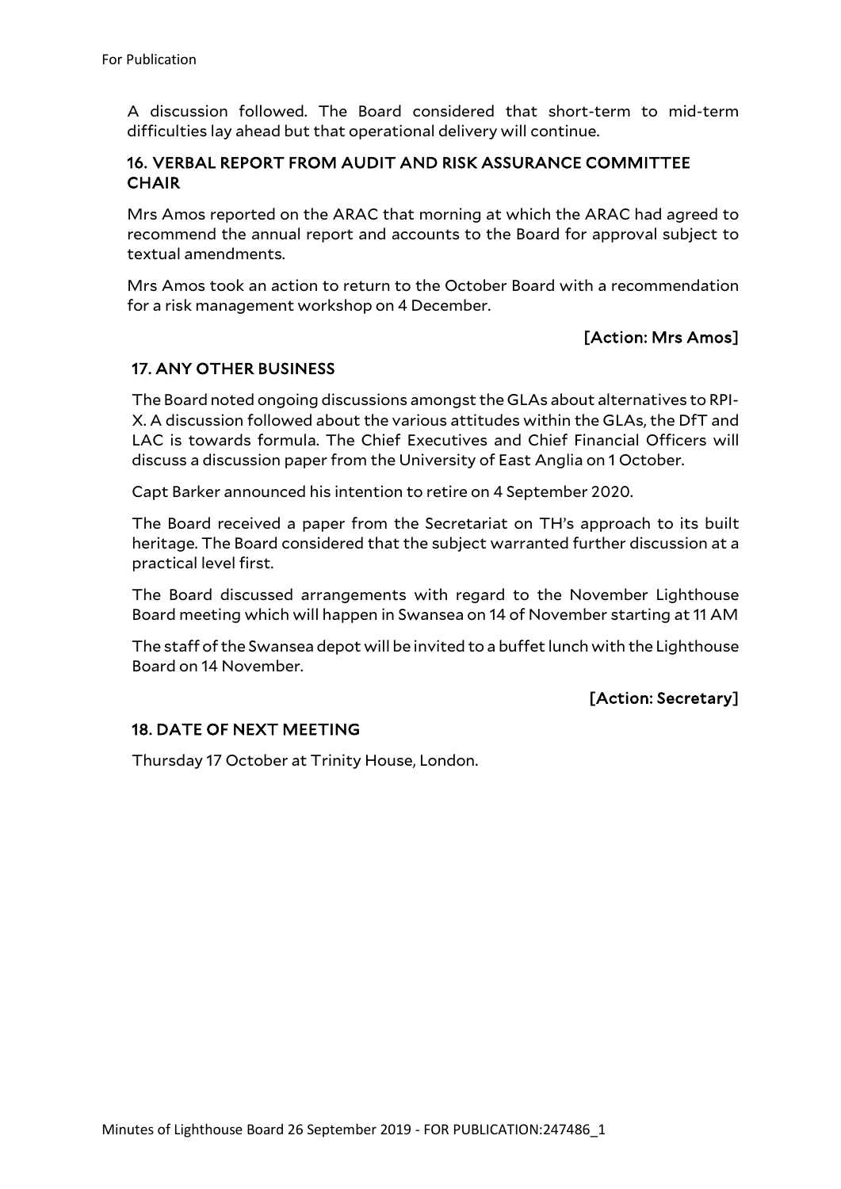A discussion followed. The Board considered that short-term to mid-term difficulties lay ahead but that operational delivery will continue.

## 16. VERBAL REPORT FROM AUDIT AND RISK ASSURANCE COMMITTEE CHAIR

Mrs Amos reported on the ARAC that morning at which the ARAC had agreed to recommend the annual report and accounts to the Board for approval subject to textual amendments.

Mrs Amos took an action to return to the October Board with a recommendation for a risk management workshop on 4 December.

**[Action: Mrs Amos]**

## 17. ANY OTHER BUSINESS

The Board noted ongoing discussions amongst the GLAs about alternatives to RPI-X. A discussion followed about the various attitudes within the GLAs, the DfT and LAC is towards formula. The Chief Executives and Chief Financial Officers will discuss a discussion paper from the University of East Anglia on 1 October.

Capt Barker announced his intention to retire on 4 September 2020.

The Board received a paper from the Secretariat on TH's approach to its built heritage. The Board considered that the subject warranted further discussion at a practical level first.

The Board discussed arrangements with regard to the November Lighthouse Board meeting which will happen in Swansea on 14 of November starting at 11 AM

The staff of the Swansea depot will be invited to a buffet lunch with the Lighthouse Board on 14 November.

**[Action: Secretary]**

## 18. DATE OF NEXT MEETING

Thursday 17 October at Trinity House, London.